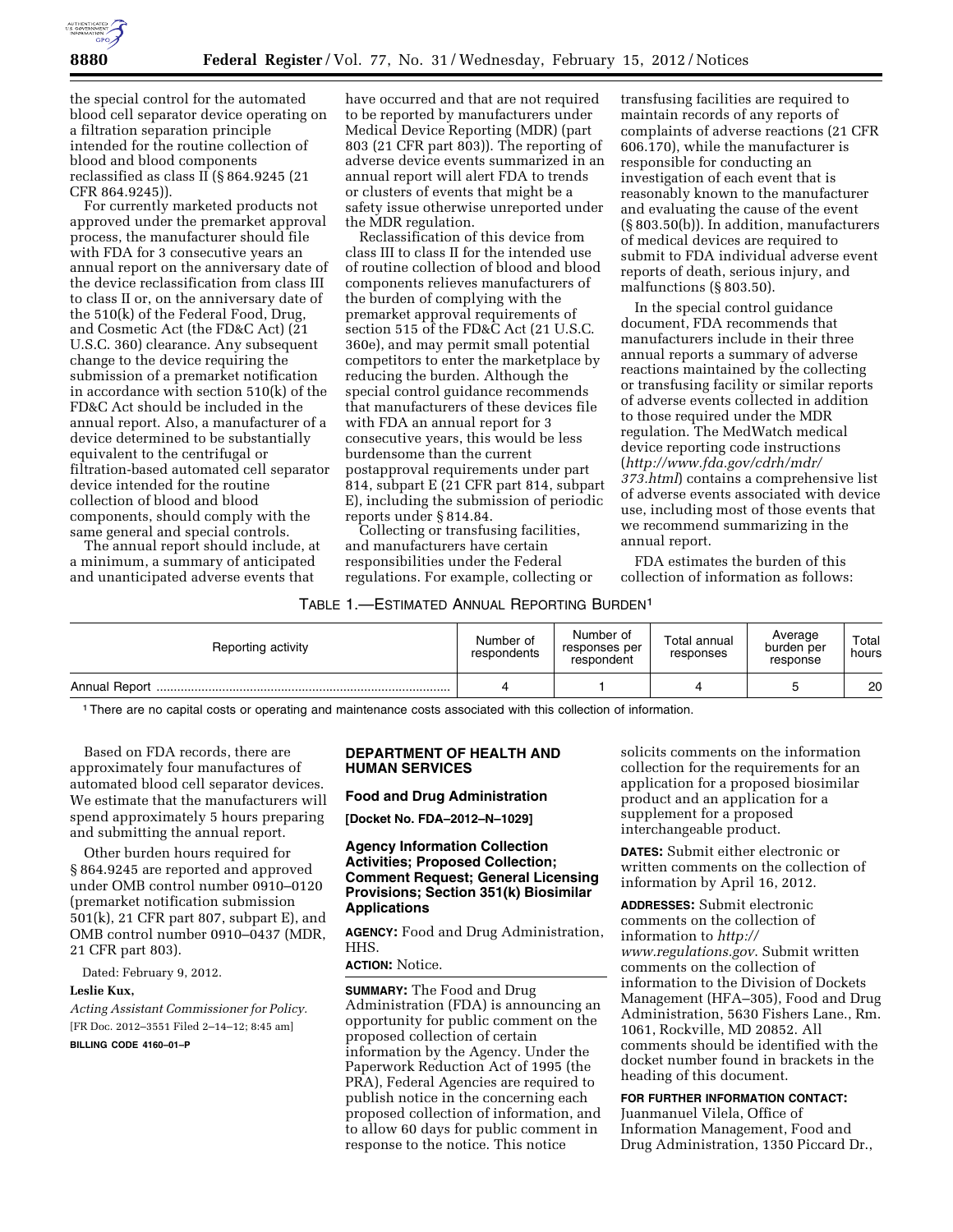the special control for the automated blood cell separator device operating on a filtration separation principle intended for the routine collection of blood and blood components reclassified as class II (§ 864.9245 (21 CFR 864.9245)).

For currently marketed products not approved under the premarket approval process, the manufacturer should file with FDA for 3 consecutive years an annual report on the anniversary date of the device reclassification from class III to class II or, on the anniversary date of the 510(k) of the Federal Food, Drug, and Cosmetic Act (the FD&C Act) (21 U.S.C. 360) clearance. Any subsequent change to the device requiring the submission of a premarket notification in accordance with section 510(k) of the FD&C Act should be included in the annual report. Also, a manufacturer of a device determined to be substantially equivalent to the centrifugal or filtration-based automated cell separator device intended for the routine collection of blood and blood components, should comply with the same general and special controls.

The annual report should include, at a minimum, a summary of anticipated and unanticipated adverse events that have occurred and that are not required to be reported by manufacturers under Medical Device Reporting (MDR) (part 803 (21 CFR part 803)). The reporting of adverse device events summarized in an annual report will alert FDA to trends or clusters of events that might be a safety issue otherwise unreported under the MDR regulation.

Reclassification of this device from class III to class II for the intended use of routine collection of blood and blood components relieves manufacturers of the burden of complying with the premarket approval requirements of section 515 of the FD&C Act (21 U.S.C. 360e), and may permit small potential competitors to enter the marketplace by reducing the burden. Although the special control guidance recommends that manufacturers of these devices file with FDA an annual report for 3 consecutive years, this would be less burdensome than the current postapproval requirements under part 814, subpart E (21 CFR part 814, subpart E), including the submission of periodic reports under § 814.84.

Collecting or transfusing facilities, and manufacturers have certain responsibilities under the Federal regulations. For example, collecting or transfusing facilities are required to maintain records of any reports of complaints of adverse reactions (21 CFR 606.170), while the manufacturer is responsible for conducting an investigation of each event that is reasonably known to the manufacturer and evaluating the cause of the event (§ 803.50(b)). In addition, manufacturers of medical devices are required to submit to FDA individual adverse event reports of death, serious injury, and malfunctions (§ 803.50).

In the special control guidance document, FDA recommends that manufacturers include in their three annual reports a summary of adverse reactions maintained by the collecting or transfusing facility or similar reports of adverse events collected in addition to those required under the MDR regulation. The MedWatch medical device reporting code instructions (*http://www.fda.gov/cdrh/mdr/373.html*) contains a comprehensive list of adverse events associated with device use, including most of those events that we recommend summarizing in the annual report.

FDA estimates the burden of this collection of information as follows:

TABLE 1.—ESTIMATED ANNUAL REPORTING BURDEN[1]

| Reporting activity | Number of respondents | Number of responses per respondent | Total annual responses | Average burden per response | Total hours |
|---|---|---|---|---|---|
| Annual Report | 4 | 1 | 4 | 5 | 20 |

[1] There are no capital costs or operating and maintenance costs associated with this collection of information.

Based on FDA records, there are approximately four manufactures of automated blood cell separator devices. We estimate that the manufacturers will spend approximately 5 hours preparing and submitting the annual report.

Other burden hours required for § 864.9245 are reported and approved under OMB control number 0910–0120 (premarket notification submission 501(k), 21 CFR part 807, subpart E), and OMB control number 0910–0437 (MDR, 21 CFR part 803).

Dated: February 9, 2012.

**Leslie Kux,**

*Acting Assistant Commissioner for Policy.*

[FR Doc. 2012–3551 Filed 2–14–12; 8:45 am]

**BILLING CODE 4160–01–P**

## DEPARTMENT OF HEALTH AND HUMAN SERVICES

### Food and Drug Administration

**[Docket No. FDA–2012–N–1029]**

### Agency Information Collection Activities; Proposed Collection; Comment Request; General Licensing Provisions; Section 351(k) Biosimilar Applications

**AGENCY:** Food and Drug Administration, HHS.

**ACTION:** Notice.

**SUMMARY:** The Food and Drug Administration (FDA) is announcing an opportunity for public comment on the proposed collection of certain information by the Agency. Under the Paperwork Reduction Act of 1995 (the PRA), Federal Agencies are required to publish notice in the concerning each proposed collection of information, and to allow 60 days for public comment in response to the notice. This notice solicits comments on the information collection for the requirements for an application for a proposed biosimilar product and an application for a supplement for a proposed interchangeable product.

**DATES:** Submit either electronic or written comments on the collection of information by April 16, 2012.

**ADDRESSES:** Submit electronic comments on the collection of information to *http://www.regulations.gov*. Submit written comments on the collection of information to the Division of Dockets Management (HFA–305), Food and Drug Administration, 5630 Fishers Lane., Rm. 1061, Rockville, MD 20852. All comments should be identified with the docket number found in brackets in the heading of this document.

**FOR FURTHER INFORMATION CONTACT:** Juanmanuel Vilela, Office of Information Management, Food and Drug Administration, 1350 Piccard Dr.,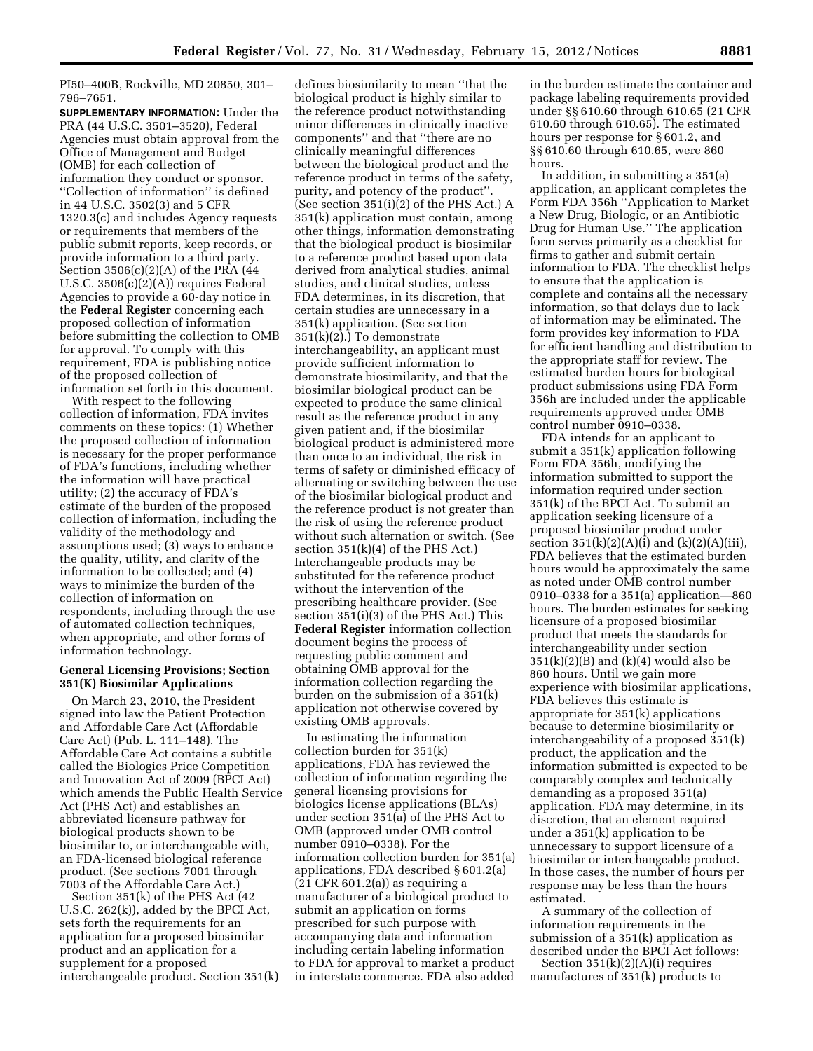PI50–400B, Rockville, MD 20850, 301–796–7651.

**SUPPLEMENTARY INFORMATION:** Under the PRA (44 U.S.C. 3501–3520), Federal Agencies must obtain approval from the Office of Management and Budget (OMB) for each collection of information they conduct or sponsor. ''Collection of information'' is defined in 44 U.S.C. 3502(3) and 5 CFR 1320.3(c) and includes Agency requests or requirements that members of the public submit reports, keep records, or provide information to a third party. Section 3506(c)(2)(A) of the PRA (44 U.S.C. 3506(c)(2)(A)) requires Federal Agencies to provide a 60-day notice in the **Federal Register** concerning each proposed collection of information before submitting the collection to OMB for approval. To comply with this requirement, FDA is publishing notice of the proposed collection of information set forth in this document.

With respect to the following collection of information, FDA invites comments on these topics: (1) Whether the proposed collection of information is necessary for the proper performance of FDA's functions, including whether the information will have practical utility; (2) the accuracy of FDA's estimate of the burden of the proposed collection of information, including the validity of the methodology and assumptions used; (3) ways to enhance the quality, utility, and clarity of the information to be collected; and (4) ways to minimize the burden of the collection of information on respondents, including through the use of automated collection techniques, when appropriate, and other forms of information technology.

**General Licensing Provisions; Section 351(K) Biosimilar Applications**

On March 23, 2010, the President signed into law the Patient Protection and Affordable Care Act (Affordable Care Act) (Pub. L. 111–148). The Affordable Care Act contains a subtitle called the Biologics Price Competition and Innovation Act of 2009 (BPCI Act) which amends the Public Health Service Act (PHS Act) and establishes an abbreviated licensure pathway for biological products shown to be biosimilar to, or interchangeable with, an FDA-licensed biological reference product. (See sections 7001 through 7003 of the Affordable Care Act.)

Section 351(k) of the PHS Act (42 U.S.C. 262(k)), added by the BPCI Act, sets forth the requirements for an application for a proposed biosimilar product and an application for a supplement for a proposed interchangeable product. Section 351(k) defines biosimilarity to mean ''that the biological product is highly similar to the reference product notwithstanding minor differences in clinically inactive components'' and that ''there are no clinically meaningful differences between the biological product and the reference product in terms of the safety, purity, and potency of the product''. (See section 351(i)(2) of the PHS Act.) A 351(k) application must contain, among other things, information demonstrating that the biological product is biosimilar to a reference product based upon data derived from analytical studies, animal studies, and clinical studies, unless FDA determines, in its discretion, that certain studies are unnecessary in a 351(k) application. (See section 351(k)(2).) To demonstrate interchangeability, an applicant must provide sufficient information to demonstrate biosimilarity, and that the biosimilar biological product can be expected to produce the same clinical result as the reference product in any given patient and, if the biosimilar biological product is administered more than once to an individual, the risk in terms of safety or diminished efficacy of alternating or switching between the use of the biosimilar biological product and the reference product is not greater than the risk of using the reference product without such alternation or switch. (See section 351(k)(4) of the PHS Act.) Interchangeable products may be substituted for the reference product without the intervention of the prescribing healthcare provider. (See section 351(i)(3) of the PHS Act.) This **Federal Register** information collection document begins the process of requesting public comment and obtaining OMB approval for the information collection regarding the burden on the submission of a 351(k) application not otherwise covered by existing OMB approvals.

In estimating the information collection burden for 351(k) applications, FDA has reviewed the collection of information regarding the general licensing provisions for biologics license applications (BLAs) under section 351(a) of the PHS Act to OMB (approved under OMB control number 0910–0338). For the information collection burden for 351(a) applications, FDA described § 601.2(a) (21 CFR 601.2(a)) as requiring a manufacturer of a biological product to submit an application on forms prescribed for such purpose with accompanying data and information including certain labeling information to FDA for approval to market a product in interstate commerce. FDA also added in the burden estimate the container and package labeling requirements provided under §§ 610.60 through 610.65 (21 CFR 610.60 through 610.65). The estimated hours per response for § 601.2, and §§ 610.60 through 610.65, were 860 hours.

In addition, in submitting a 351(a) application, an applicant completes the Form FDA 356h ''Application to Market a New Drug, Biologic, or an Antibiotic Drug for Human Use.'' The application form serves primarily as a checklist for firms to gather and submit certain information to FDA. The checklist helps to ensure that the application is complete and contains all the necessary information, so that delays due to lack of information may be eliminated. The form provides key information to FDA for efficient handling and distribution to the appropriate staff for review. The estimated burden hours for biological product submissions using FDA Form 356h are included under the applicable requirements approved under OMB control number 0910–0338.

FDA intends for an applicant to submit a 351(k) application following Form FDA 356h, modifying the information submitted to support the information required under section 351(k) of the BPCI Act. To submit an application seeking licensure of a proposed biosimilar product under section 351(k)(2)(A)(i) and (k)(2)(A)(iii), FDA believes that the estimated burden hours would be approximately the same as noted under OMB control number 0910–0338 for a 351(a) application—860 hours. The burden estimates for seeking licensure of a proposed biosimilar product that meets the standards for interchangeability under section 351(k)(2)(B) and (k)(4) would also be 860 hours. Until we gain more experience with biosimilar applications, FDA believes this estimate is appropriate for 351(k) applications because to determine biosimilarity or interchangeability of a proposed 351(k) product, the application and the information submitted is expected to be comparably complex and technically demanding as a proposed 351(a) application. FDA may determine, in its discretion, that an element required under a 351(k) application to be unnecessary to support licensure of a biosimilar or interchangeable product. In those cases, the number of hours per response may be less than the hours estimated.

A summary of the collection of information requirements in the submission of a 351(k) application as described under the BPCI Act follows:

Section 351(k)(2)(A)(i) requires manufactures of 351(k) products to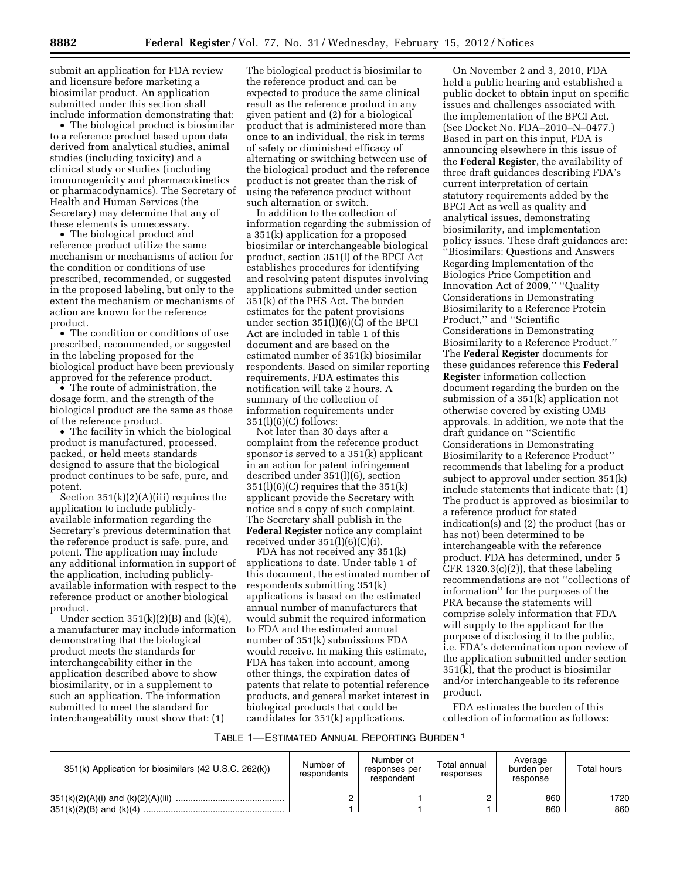submit an application for FDA review and licensure before marketing a biosimilar product. An application submitted under this section shall include information demonstrating that:

- The biological product is biosimilar to a reference product based upon data derived from analytical studies, animal studies (including toxicity) and a clinical study or studies (including immunogenicity and pharmacokinetics or pharmacodynamics). The Secretary of Health and Human Services (the Secretary) may determine that any of these elements is unnecessary.
- The biological product and reference product utilize the same mechanism or mechanisms of action for the condition or conditions of use prescribed, recommended, or suggested in the proposed labeling, but only to the extent the mechanism or mechanisms of action are known for the reference product.
- The condition or conditions of use prescribed, recommended, or suggested in the labeling proposed for the biological product have been previously approved for the reference product.
- The route of administration, the dosage form, and the strength of the biological product are the same as those of the reference product.
- The facility in which the biological product is manufactured, processed, packed, or held meets standards designed to assure that the biological product continues to be safe, pure, and potent.

Section 351(k)(2)(A)(iii) requires the application to include publicly-available information regarding the Secretary's previous determination that the reference product is safe, pure, and potent. The application may include any additional information in support of the application, including publicly-available information with respect to the reference product or another biological product.

Under section 351(k)(2)(B) and (k)(4), a manufacturer may include information demonstrating that the biological product meets the standards for interchangeability either in the application described above to show biosimilarity, or in a supplement to such an application. The information submitted to meet the standard for interchangeability must show that: (1) The biological product is biosimilar to the reference product and can be expected to produce the same clinical result as the reference product in any given patient and (2) for a biological product that is administered more than once to an individual, the risk in terms of safety or diminished efficacy of alternating or switching between use of the biological product and the reference product is not greater than the risk of using the reference product without such alternation or switch.

In addition to the collection of information regarding the submission of a 351(k) application for a proposed biosimilar or interchangeable biological product, section 351(l) of the BPCI Act establishes procedures for identifying and resolving patent disputes involving applications submitted under section 351(k) of the PHS Act. The burden estimates for the patent provisions under section 351(l)(6)(C) of the BPCI Act are included in table 1 of this document and are based on the estimated number of 351(k) biosimilar respondents. Based on similar reporting requirements, FDA estimates this notification will take 2 hours. A summary of the collection of information requirements under 351(l)(6)(C) follows:

Not later than 30 days after a complaint from the reference product sponsor is served to a 351(k) applicant in an action for patent infringement described under 351(l)(6), section 351(l)(6)(C) requires that the 351(k) applicant provide the Secretary with notice and a copy of such complaint. The Secretary shall publish in the **Federal Register** notice any complaint received under 351(l)(6)(C)(i).

FDA has not received any 351(k) applications to date. Under table 1 of this document, the estimated number of respondents submitting 351(k) applications is based on the estimated annual number of manufacturers that would submit the required information to FDA and the estimated annual number of 351(k) submissions FDA would receive. In making this estimate, FDA has taken into account, among other things, the expiration dates of patents that relate to potential reference products, and general market interest in biological products that could be candidates for 351(k) applications.

On November 2 and 3, 2010, FDA held a public hearing and established a public docket to obtain input on specific issues and challenges associated with the implementation of the BPCI Act. (See Docket No. FDA–2010–N–0477.) Based in part on this input, FDA is announcing elsewhere in this issue of the **Federal Register**, the availability of three draft guidances describing FDA's current interpretation of certain statutory requirements added by the BPCI Act as well as quality and analytical issues, demonstrating biosimilarity, and implementation policy issues. These draft guidances are: ''Biosimilars: Questions and Answers Regarding Implementation of the Biologics Price Competition and Innovation Act of 2009,'' ''Quality Considerations in Demonstrating Biosimilarity to a Reference Protein Product,'' and ''Scientific Considerations in Demonstrating Biosimilarity to a Reference Product.'' The **Federal Register** documents for these guidances reference this **Federal Register** information collection document regarding the burden on the submission of a 351(k) application not otherwise covered by existing OMB approvals. In addition, we note that the draft guidance on ''Scientific Considerations in Demonstrating Biosimilarity to a Reference Product'' recommends that labeling for a product subject to approval under section 351(k) include statements that indicate that: (1) The product is approved as biosimilar to a reference product for stated indication(s) and (2) the product (has or has not) been determined to be interchangeable with the reference product. FDA has determined, under 5 CFR 1320.3(c)(2)), that these labeling recommendations are not ''collections of information'' for the purposes of the PRA because the statements will comprise solely information that FDA will supply to the applicant for the purpose of disclosing it to the public, i.e. FDA's determination upon review of the application submitted under section 351(k), that the product is biosimilar and/or interchangeable to its reference product.

FDA estimates the burden of this collection of information as follows:

TABLE 1—ESTIMATED ANNUAL REPORTING BURDEN [1]

| 351(k) Application for biosimilars (42 U.S.C. 262(k)) | Number of respondents | Number of responses per respondent | Total annual responses | Average burden per response | Total hours |
|---|---|---|---|---|---|
| 351(k)(2)(A)(i) and (k)(2)(A)(iii) | 2 | 1 | 2 | 860 | 1720 |
| 351(k)(2)(B) and (k)(4) | 1 | 1 | 1 | 860 | 860 |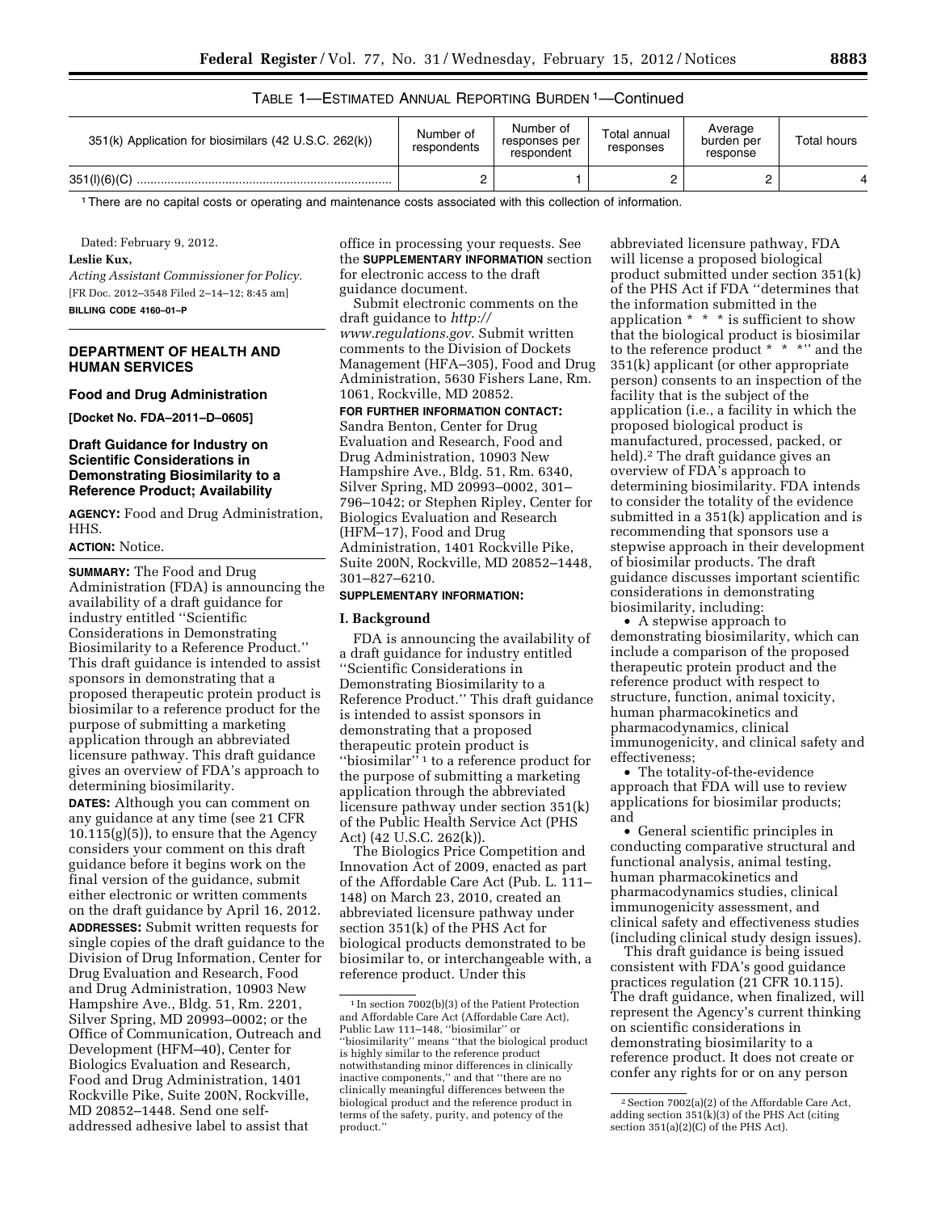TABLE 1—ESTIMATED ANNUAL REPORTING BURDEN [1]—Continued

| 351(k) Application for biosimilars (42 U.S.C. 262(k)) | Number of respondents | Number of responses per respondent | Total annual responses | Average burden per response | Total hours |
|---|---|---|---|---|---|
| 351(l)(6)(C) | 2 | 1 | 2 | 2 | 4 |

[1] There are no capital costs or operating and maintenance costs associated with this collection of information.

Dated: February 9, 2012.

**Leslie Kux,**

*Acting Assistant Commissioner for Policy.*

[FR Doc. 2012–3548 Filed 2–14–12; 8:45 am]

**BILLING CODE 4160–01–P**

## DEPARTMENT OF HEALTH AND HUMAN SERVICES

### Food and Drug Administration

**[Docket No. FDA–2011–D–0605]**

### Draft Guidance for Industry on Scientific Considerations in Demonstrating Biosimilarity to a Reference Product; Availability

**AGENCY:** Food and Drug Administration, HHS.

**ACTION:** Notice.

**SUMMARY:** The Food and Drug Administration (FDA) is announcing the availability of a draft guidance for industry entitled ''Scientific Considerations in Demonstrating Biosimilarity to a Reference Product.'' This draft guidance is intended to assist sponsors in demonstrating that a proposed therapeutic protein product is biosimilar to a reference product for the purpose of submitting a marketing application through an abbreviated licensure pathway. This draft guidance gives an overview of FDA's approach to determining biosimilarity.

**DATES:** Although you can comment on any guidance at any time (see 21 CFR 10.115(g)(5)), to ensure that the Agency considers your comment on this draft guidance before it begins work on the final version of the guidance, submit either electronic or written comments on the draft guidance by April 16, 2012.

**ADDRESSES:** Submit written requests for single copies of the draft guidance to the Division of Drug Information, Center for Drug Evaluation and Research, Food and Drug Administration, 10903 New Hampshire Ave., Bldg. 51, Rm. 2201, Silver Spring, MD 20993–0002; or the Office of Communication, Outreach and Development (HFM–40), Center for Biologics Evaluation and Research, Food and Drug Administration, 1401 Rockville Pike, Suite 200N, Rockville, MD 20852–1448. Send one self-addressed adhesive label to assist that office in processing your requests. See the **SUPPLEMENTARY INFORMATION** section for electronic access to the draft guidance document.

Submit electronic comments on the draft guidance to *http://www.regulations.gov*. Submit written comments to the Division of Dockets Management (HFA–305), Food and Drug Administration, 5630 Fishers Lane, Rm. 1061, Rockville, MD 20852.

**FOR FURTHER INFORMATION CONTACT:** Sandra Benton, Center for Drug Evaluation and Research, Food and Drug Administration, 10903 New Hampshire Ave., Bldg. 51, Rm. 6340, Silver Spring, MD 20993–0002, 301–796–1042; or Stephen Ripley, Center for Biologics Evaluation and Research (HFM–17), Food and Drug Administration, 1401 Rockville Pike, Suite 200N, Rockville, MD 20852–1448, 301–827–6210.

**SUPPLEMENTARY INFORMATION:**

**I. Background**

FDA is announcing the availability of a draft guidance for industry entitled ''Scientific Considerations in Demonstrating Biosimilarity to a Reference Product.'' This draft guidance is intended to assist sponsors in demonstrating that a proposed therapeutic protein product is ''biosimilar'' [1] to a reference product for the purpose of submitting a marketing application through the abbreviated licensure pathway under section 351(k) of the Public Health Service Act (PHS Act) (42 U.S.C. 262(k)).

The Biologics Price Competition and Innovation Act of 2009, enacted as part of the Affordable Care Act (Pub. L. 111–148) on March 23, 2010, created an abbreviated licensure pathway under section 351(k) of the PHS Act for biological products demonstrated to be biosimilar to, or interchangeable with, a reference product. Under this abbreviated licensure pathway, FDA will license a proposed biological product submitted under section 351(k) of the PHS Act if FDA ''determines that the information submitted in the application * * * is sufficient to show that the biological product is biosimilar to the reference product * * *'' and the 351(k) applicant (or other appropriate person) consents to an inspection of the facility that is the subject of the application (i.e., a facility in which the proposed biological product is manufactured, processed, packed, or held).[2] The draft guidance gives an overview of FDA's approach to determining biosimilarity. FDA intends to consider the totality of the evidence submitted in a 351(k) application and is recommending that sponsors use a stepwise approach in their development of biosimilar products. The draft guidance discusses important scientific considerations in demonstrating biosimilarity, including:

- A stepwise approach to demonstrating biosimilarity, which can include a comparison of the proposed therapeutic protein product and the reference product with respect to structure, function, animal toxicity, human pharmacokinetics and pharmacodynamics, clinical immunogenicity, and clinical safety and effectiveness;
- The totality-of-the-evidence approach that FDA will use to review applications for biosimilar products; and
- General scientific principles in conducting comparative structural and functional analysis, animal testing, human pharmacokinetics and pharmacodynamics studies, clinical immunogenicity assessment, and clinical safety and effectiveness studies (including clinical study design issues).

This draft guidance is being issued consistent with FDA's good guidance practices regulation (21 CFR 10.115). The draft guidance, when finalized, will represent the Agency's current thinking on scientific considerations in demonstrating biosimilarity to a reference product. It does not create or confer any rights for or on any person

[1] In section 7002(b)(3) of the Patient Protection and Affordable Care Act (Affordable Care Act), Public Law 111–148, ''biosimilar'' or ''biosimilarity'' means ''that the biological product is highly similar to the reference product notwithstanding minor differences in clinically inactive components,'' and that ''there are no clinically meaningful differences between the biological product and the reference product in terms of the safety, purity, and potency of the product.''

[2] Section 7002(a)(2) of the Affordable Care Act, adding section 351(k)(3) of the PHS Act (citing section 351(a)(2)(C) of the PHS Act).